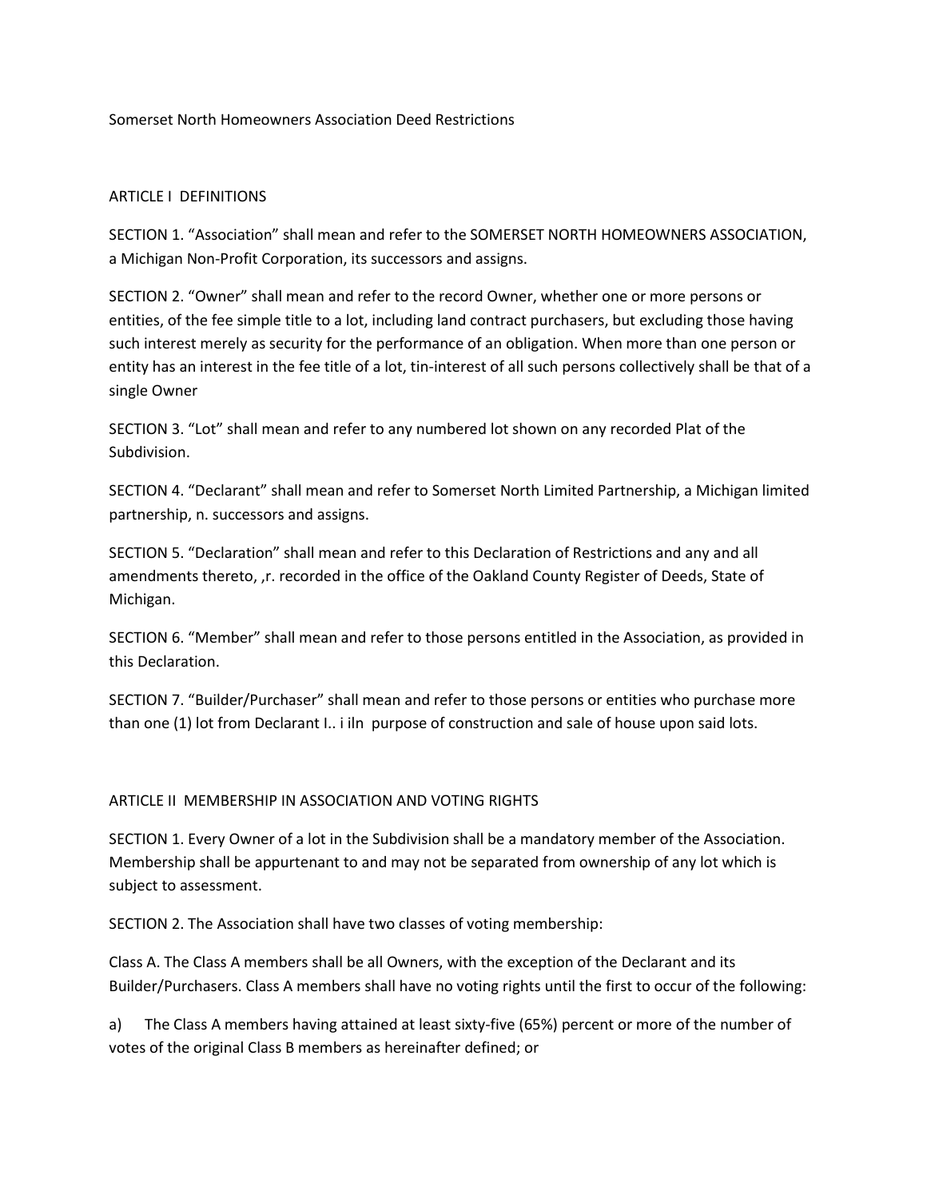Somerset North Homeowners Association Deed Restrictions

## ARTICLE I DEFINITIONS

SECTION 1. "Association" shall mean and refer to the SOMERSET NORTH HOMEOWNERS ASSOCIATION, a Michigan Non-Profit Corporation, its successors and assigns.

SECTION 2. "Owner" shall mean and refer to the record Owner, whether one or more persons or entities, of the fee simple title to a lot, including land contract purchasers, but excluding those having such interest merely as security for the performance of an obligation. When more than one person or entity has an interest in the fee title of a lot, tin-interest of all such persons collectively shall be that of a single Owner

SECTION 3. "Lot" shall mean and refer to any numbered lot shown on any recorded Plat of the Subdivision.

SECTION 4. "Declarant" shall mean and refer to Somerset North Limited Partnership, a Michigan limited partnership, n. successors and assigns.

SECTION 5. "Declaration" shall mean and refer to this Declaration of Restrictions and any and all amendments thereto, ,r. recorded in the office of the Oakland County Register of Deeds, State of Michigan.

SECTION 6. "Member" shall mean and refer to those persons entitled in the Association, as provided in this Declaration.

SECTION 7. "Builder/Purchaser" shall mean and refer to those persons or entities who purchase more than one (1) lot from Declarant I.. i iln purpose of construction and sale of house upon said lots.

## ARTICLE II MEMBERSHIP IN ASSOCIATION AND VOTING RIGHTS

SECTION 1. Every Owner of a lot in the Subdivision shall be a mandatory member of the Association. Membership shall be appurtenant to and may not be separated from ownership of any lot which is subject to assessment.

SECTION 2. The Association shall have two classes of voting membership:

Class A. The Class A members shall be all Owners, with the exception of the Declarant and its Builder/Purchasers. Class A members shall have no voting rights until the first to occur of the following:

a) The Class A members having attained at least sixty-five (65%) percent or more of the number of votes of the original Class B members as hereinafter defined; or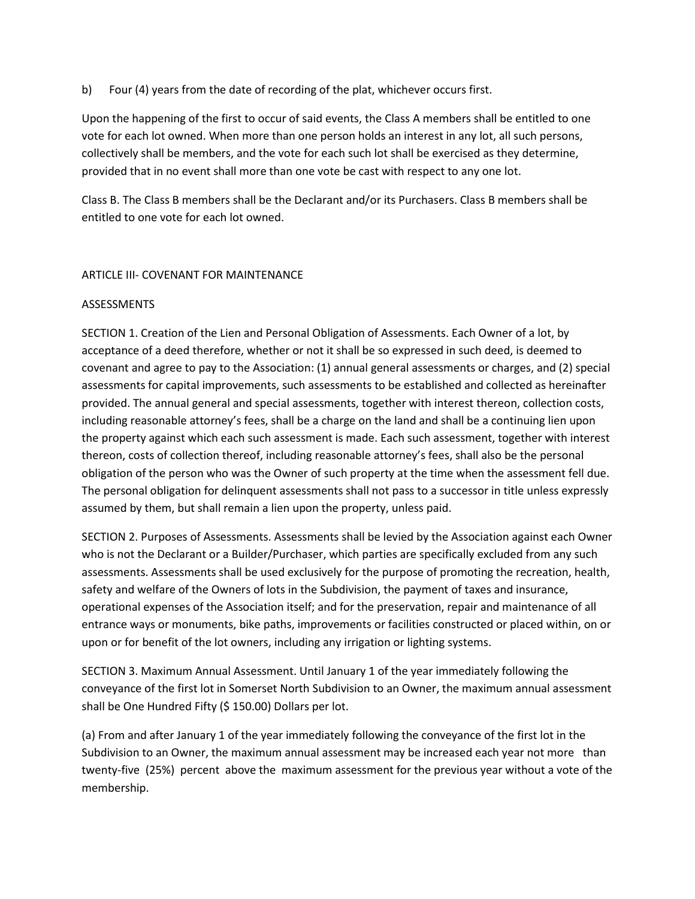b) Four (4) years from the date of recording of the plat, whichever occurs first.

Upon the happening of the first to occur of said events, the Class A members shall be entitled to one vote for each lot owned. When more than one person holds an interest in any lot, all such persons, collectively shall be members, and the vote for each such lot shall be exercised as they determine, provided that in no event shall more than one vote be cast with respect to any one lot.

Class B. The Class B members shall be the Declarant and/or its Purchasers. Class B members shall be entitled to one vote for each lot owned.

## ARTICLE III- COVENANT FOR MAINTENANCE

### ASSESSMENTS

SECTION 1. Creation of the Lien and Personal Obligation of Assessments. Each Owner of a lot, by acceptance of a deed therefore, whether or not it shall be so expressed in such deed, is deemed to covenant and agree to pay to the Association: (1) annual general assessments or charges, and (2) special assessments for capital improvements, such assessments to be established and collected as hereinafter provided. The annual general and special assessments, together with interest thereon, collection costs, including reasonable attorney's fees, shall be a charge on the land and shall be a continuing lien upon the property against which each such assessment is made. Each such assessment, together with interest thereon, costs of collection thereof, including reasonable attorney's fees, shall also be the personal obligation of the person who was the Owner of such property at the time when the assessment fell due. The personal obligation for delinquent assessments shall not pass to a successor in title unless expressly assumed by them, but shall remain a lien upon the property, unless paid.

SECTION 2. Purposes of Assessments. Assessments shall be levied by the Association against each Owner who is not the Declarant or a Builder/Purchaser, which parties are specifically excluded from any such assessments. Assessments shall be used exclusively for the purpose of promoting the recreation, health, safety and welfare of the Owners of lots in the Subdivision, the payment of taxes and insurance, operational expenses of the Association itself; and for the preservation, repair and maintenance of all entrance ways or monuments, bike paths, improvements or facilities constructed or placed within, on or upon or for benefit of the lot owners, including any irrigation or lighting systems.

SECTION 3. Maximum Annual Assessment. Until January 1 of the year immediately following the conveyance of the first lot in Somerset North Subdivision to an Owner, the maximum annual assessment shall be One Hundred Fifty ($ 150.00) Dollars per lot.

(a) From and after January 1 of the year immediately following the conveyance of the first lot in the Subdivision to an Owner, the maximum annual assessment may be increased each year not more than twenty-five (25%) percent above the maximum assessment for the previous year without a vote of the membership.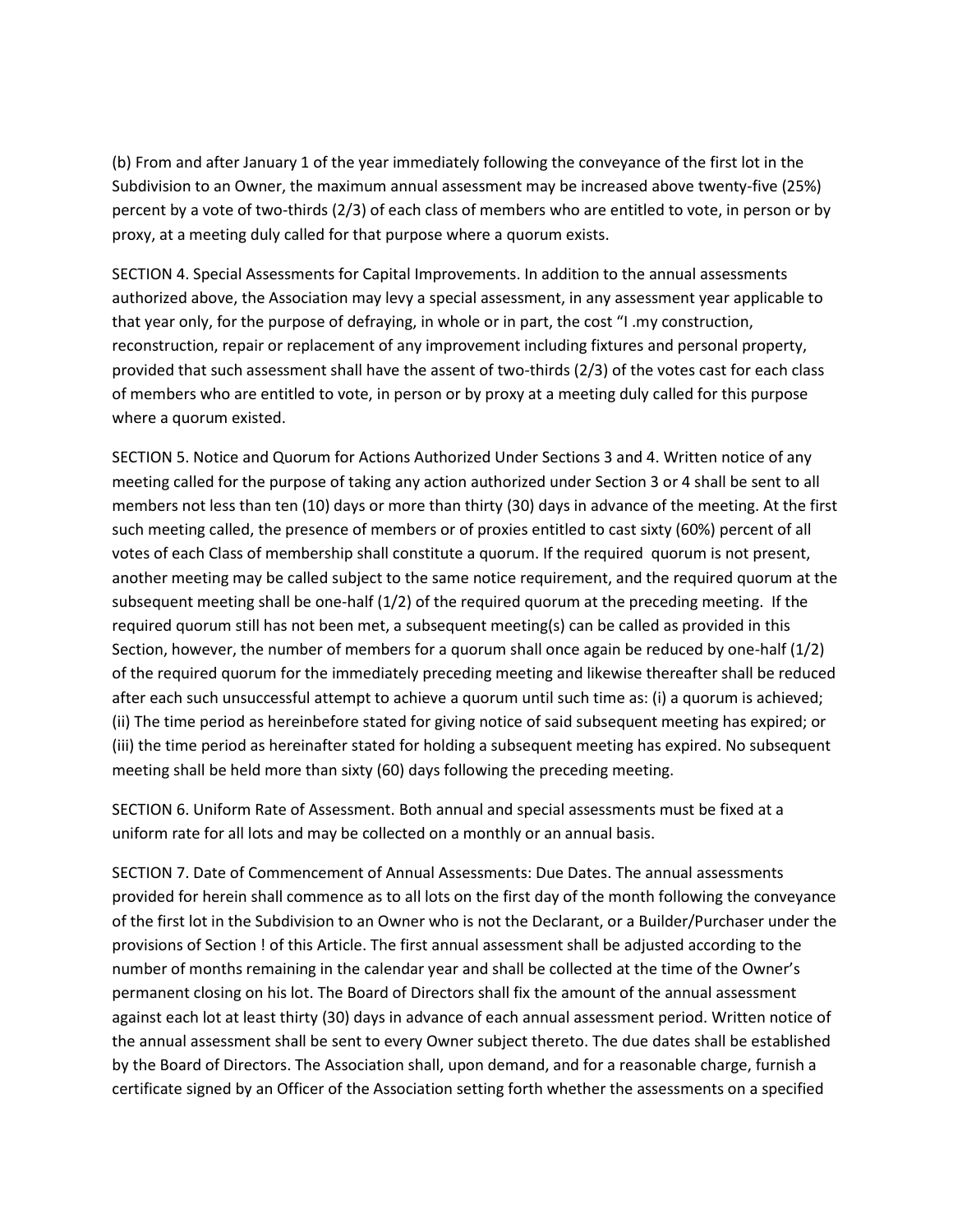(b) From and after January 1 of the year immediately following the conveyance of the first lot in the Subdivision to an Owner, the maximum annual assessment may be increased above twenty-five (25%) percent by a vote of two-thirds (2/3) of each class of members who are entitled to vote, in person or by proxy, at a meeting duly called for that purpose where a quorum exists.

SECTION 4. Special Assessments for Capital Improvements. In addition to the annual assessments authorized above, the Association may levy a special assessment, in any assessment year applicable to that year only, for the purpose of defraying, in whole or in part, the cost "I .my construction, reconstruction, repair or replacement of any improvement including fixtures and personal property, provided that such assessment shall have the assent of two-thirds (2/3) of the votes cast for each class of members who are entitled to vote, in person or by proxy at a meeting duly called for this purpose where a quorum existed.

SECTION 5. Notice and Quorum for Actions Authorized Under Sections 3 and 4. Written notice of any meeting called for the purpose of taking any action authorized under Section 3 or 4 shall be sent to all members not less than ten (10) days or more than thirty (30) days in advance of the meeting. At the first such meeting called, the presence of members or of proxies entitled to cast sixty (60%) percent of all votes of each Class of membership shall constitute a quorum. If the required quorum is not present, another meeting may be called subject to the same notice requirement, and the required quorum at the subsequent meeting shall be one-half (1/2) of the required quorum at the preceding meeting. If the required quorum still has not been met, a subsequent meeting(s) can be called as provided in this Section, however, the number of members for a quorum shall once again be reduced by one-half (1/2) of the required quorum for the immediately preceding meeting and likewise thereafter shall be reduced after each such unsuccessful attempt to achieve a quorum until such time as: (i) a quorum is achieved; (ii) The time period as hereinbefore stated for giving notice of said subsequent meeting has expired; or (iii) the time period as hereinafter stated for holding a subsequent meeting has expired. No subsequent meeting shall be held more than sixty (60) days following the preceding meeting.

SECTION 6. Uniform Rate of Assessment. Both annual and special assessments must be fixed at a uniform rate for all lots and may be collected on a monthly or an annual basis.

SECTION 7. Date of Commencement of Annual Assessments: Due Dates. The annual assessments provided for herein shall commence as to all lots on the first day of the month following the conveyance of the first lot in the Subdivision to an Owner who is not the Declarant, or a Builder/Purchaser under the provisions of Section ! of this Article. The first annual assessment shall be adjusted according to the number of months remaining in the calendar year and shall be collected at the time of the Owner's permanent closing on his lot. The Board of Directors shall fix the amount of the annual assessment against each lot at least thirty (30) days in advance of each annual assessment period. Written notice of the annual assessment shall be sent to every Owner subject thereto. The due dates shall be established by the Board of Directors. The Association shall, upon demand, and for a reasonable charge, furnish a certificate signed by an Officer of the Association setting forth whether the assessments on a specified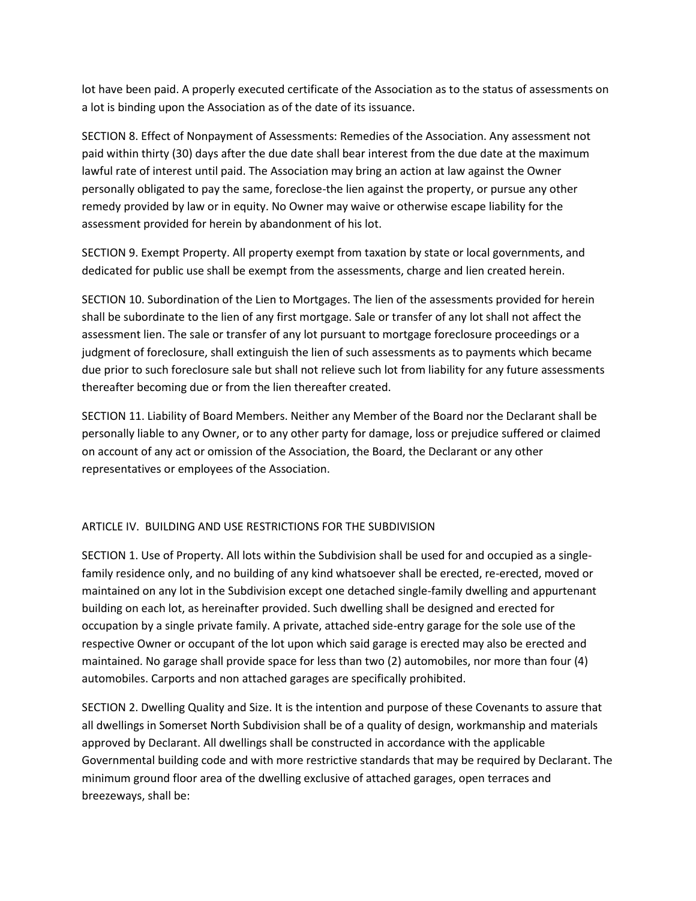lot have been paid. A properly executed certificate of the Association as to the status of assessments on a lot is binding upon the Association as of the date of its issuance.

SECTION 8. Effect of Nonpayment of Assessments: Remedies of the Association. Any assessment not paid within thirty (30) days after the due date shall bear interest from the due date at the maximum lawful rate of interest until paid. The Association may bring an action at law against the Owner personally obligated to pay the same, foreclose-the lien against the property, or pursue any other remedy provided by law or in equity. No Owner may waive or otherwise escape liability for the assessment provided for herein by abandonment of his lot.

SECTION 9. Exempt Property. All property exempt from taxation by state or local governments, and dedicated for public use shall be exempt from the assessments, charge and lien created herein.

SECTION 10. Subordination of the Lien to Mortgages. The lien of the assessments provided for herein shall be subordinate to the lien of any first mortgage. Sale or transfer of any lot shall not affect the assessment lien. The sale or transfer of any lot pursuant to mortgage foreclosure proceedings or a judgment of foreclosure, shall extinguish the lien of such assessments as to payments which became due prior to such foreclosure sale but shall not relieve such lot from liability for any future assessments thereafter becoming due or from the lien thereafter created.

SECTION 11. Liability of Board Members. Neither any Member of the Board nor the Declarant shall be personally liable to any Owner, or to any other party for damage, loss or prejudice suffered or claimed on account of any act or omission of the Association, the Board, the Declarant or any other representatives or employees of the Association.

## ARTICLE IV. BUILDING AND USE RESTRICTIONS FOR THE SUBDIVISION

SECTION 1. Use of Property. All lots within the Subdivision shall be used for and occupied as a single-family residence only, and no building of any kind whatsoever shall be erected, re-erected, moved or maintained on any lot in the Subdivision except one detached single-family dwelling and appurtenant building on each lot, as hereinafter provided. Such dwelling shall be designed and erected for occupation by a single private family. A private, attached side-entry garage for the sole use of the respective Owner or occupant of the lot upon which said garage is erected may also be erected and maintained. No garage shall provide space for less than two (2) automobiles, nor more than four (4) automobiles. Carports and non attached garages are specifically prohibited.

SECTION 2. Dwelling Quality and Size. It is the intention and purpose of these Covenants to assure that all dwellings in Somerset North Subdivision shall be of a quality of design, workmanship and materials approved by Declarant. All dwellings shall be constructed in accordance with the applicable Governmental building code and with more restrictive standards that may be required by Declarant. The minimum ground floor area of the dwelling exclusive of attached garages, open terraces and breezeways, shall be: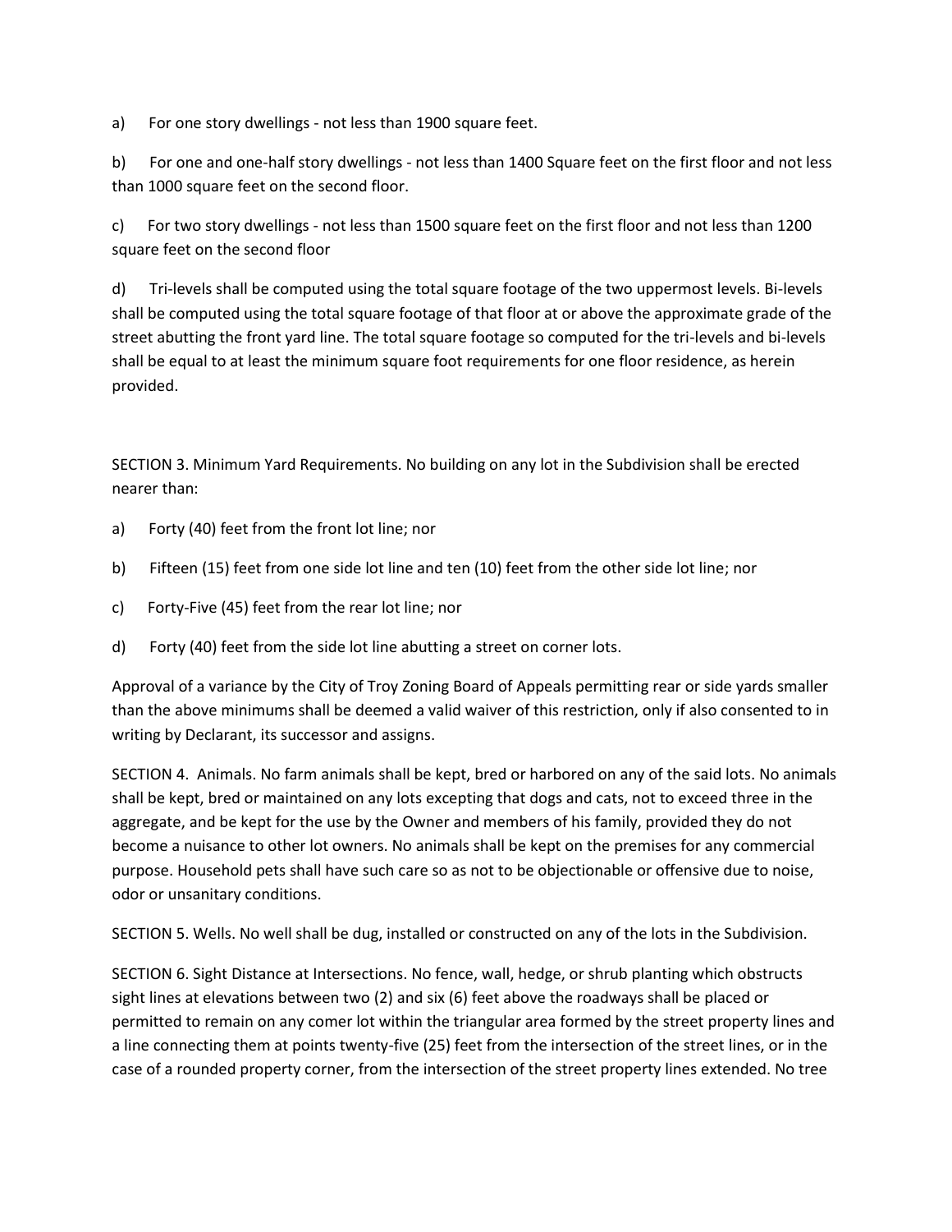a) For one story dwellings - not less than 1900 square feet.

b) For one and one-half story dwellings - not less than 1400 Square feet on the first floor and not less than 1000 square feet on the second floor.

c) For two story dwellings - not less than 1500 square feet on the first floor and not less than 1200 square feet on the second floor

d) Tri-levels shall be computed using the total square footage of the two uppermost levels. Bi-levels shall be computed using the total square footage of that floor at or above the approximate grade of the street abutting the front yard line. The total square footage so computed for the tri-levels and bi-levels shall be equal to at least the minimum square foot requirements for one floor residence, as herein provided.

SECTION 3. Minimum Yard Requirements. No building on any lot in the Subdivision shall be erected nearer than:

a) Forty (40) feet from the front lot line; nor

b) Fifteen (15) feet from one side lot line and ten (10) feet from the other side lot line; nor

c) Forty-Five (45) feet from the rear lot line; nor

d) Forty (40) feet from the side lot line abutting a street on corner lots.

Approval of a variance by the City of Troy Zoning Board of Appeals permitting rear or side yards smaller than the above minimums shall be deemed a valid waiver of this restriction, only if also consented to in writing by Declarant, its successor and assigns.

SECTION 4. Animals. No farm animals shall be kept, bred or harbored on any of the said lots. No animals shall be kept, bred or maintained on any lots excepting that dogs and cats, not to exceed three in the aggregate, and be kept for the use by the Owner and members of his family, provided they do not become a nuisance to other lot owners. No animals shall be kept on the premises for any commercial purpose. Household pets shall have such care so as not to be objectionable or offensive due to noise, odor or unsanitary conditions.

SECTION 5. Wells. No well shall be dug, installed or constructed on any of the lots in the Subdivision.

SECTION 6. Sight Distance at Intersections. No fence, wall, hedge, or shrub planting which obstructs sight lines at elevations between two (2) and six (6) feet above the roadways shall be placed or permitted to remain on any comer lot within the triangular area formed by the street property lines and a line connecting them at points twenty-five (25) feet from the intersection of the street lines, or in the case of a rounded property corner, from the intersection of the street property lines extended. No tree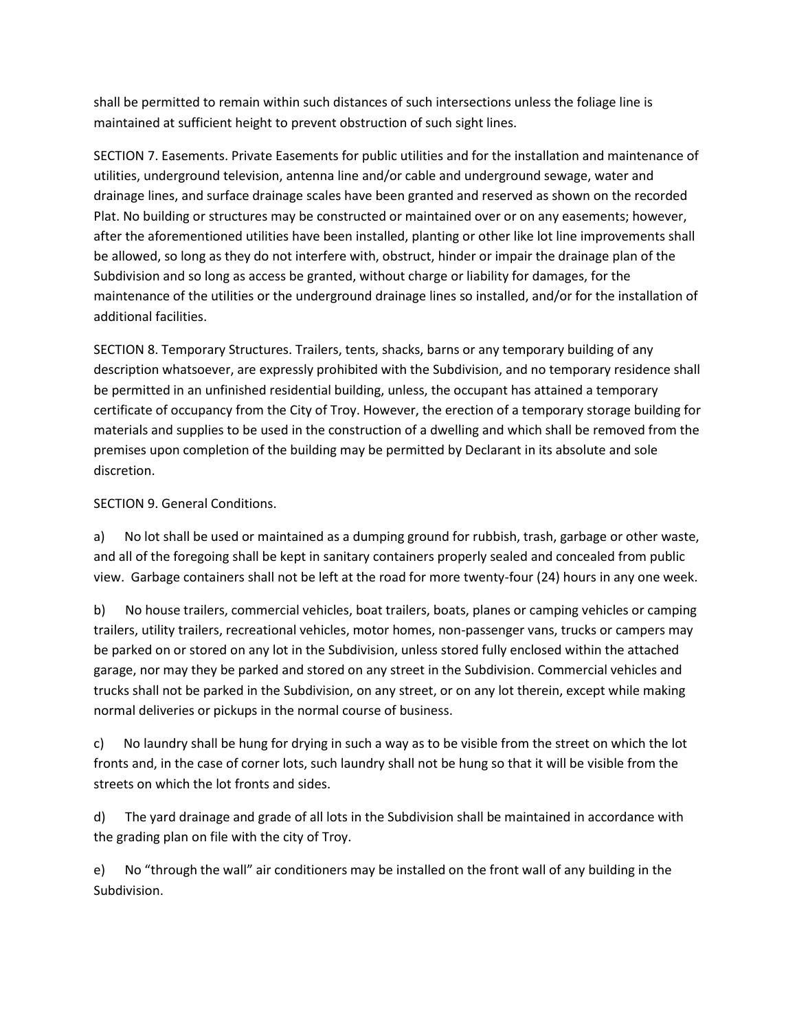shall be permitted to remain within such distances of such intersections unless the foliage line is maintained at sufficient height to prevent obstruction of such sight lines.

SECTION 7. Easements. Private Easements for public utilities and for the installation and maintenance of utilities, underground television, antenna line and/or cable and underground sewage, water and drainage lines, and surface drainage scales have been granted and reserved as shown on the recorded Plat. No building or structures may be constructed or maintained over or on any easements; however, after the aforementioned utilities have been installed, planting or other like lot line improvements shall be allowed, so long as they do not interfere with, obstruct, hinder or impair the drainage plan of the Subdivision and so long as access be granted, without charge or liability for damages, for the maintenance of the utilities or the underground drainage lines so installed, and/or for the installation of additional facilities.

SECTION 8. Temporary Structures. Trailers, tents, shacks, barns or any temporary building of any description whatsoever, are expressly prohibited with the Subdivision, and no temporary residence shall be permitted in an unfinished residential building, unless, the occupant has attained a temporary certificate of occupancy from the City of Troy. However, the erection of a temporary storage building for materials and supplies to be used in the construction of a dwelling and which shall be removed from the premises upon completion of the building may be permitted by Declarant in its absolute and sole discretion.

SECTION 9. General Conditions.

a) No lot shall be used or maintained as a dumping ground for rubbish, trash, garbage or other waste, and all of the foregoing shall be kept in sanitary containers properly sealed and concealed from public view. Garbage containers shall not be left at the road for more twenty-four (24) hours in any one week.

b) No house trailers, commercial vehicles, boat trailers, boats, planes or camping vehicles or camping trailers, utility trailers, recreational vehicles, motor homes, non-passenger vans, trucks or campers may be parked on or stored on any lot in the Subdivision, unless stored fully enclosed within the attached garage, nor may they be parked and stored on any street in the Subdivision. Commercial vehicles and trucks shall not be parked in the Subdivision, on any street, or on any lot therein, except while making normal deliveries or pickups in the normal course of business.

c) No laundry shall be hung for drying in such a way as to be visible from the street on which the lot fronts and, in the case of corner lots, such laundry shall not be hung so that it will be visible from the streets on which the lot fronts and sides.

d) The yard drainage and grade of all lots in the Subdivision shall be maintained in accordance with the grading plan on file with the city of Troy.

e) No "through the wall" air conditioners may be installed on the front wall of any building in the Subdivision.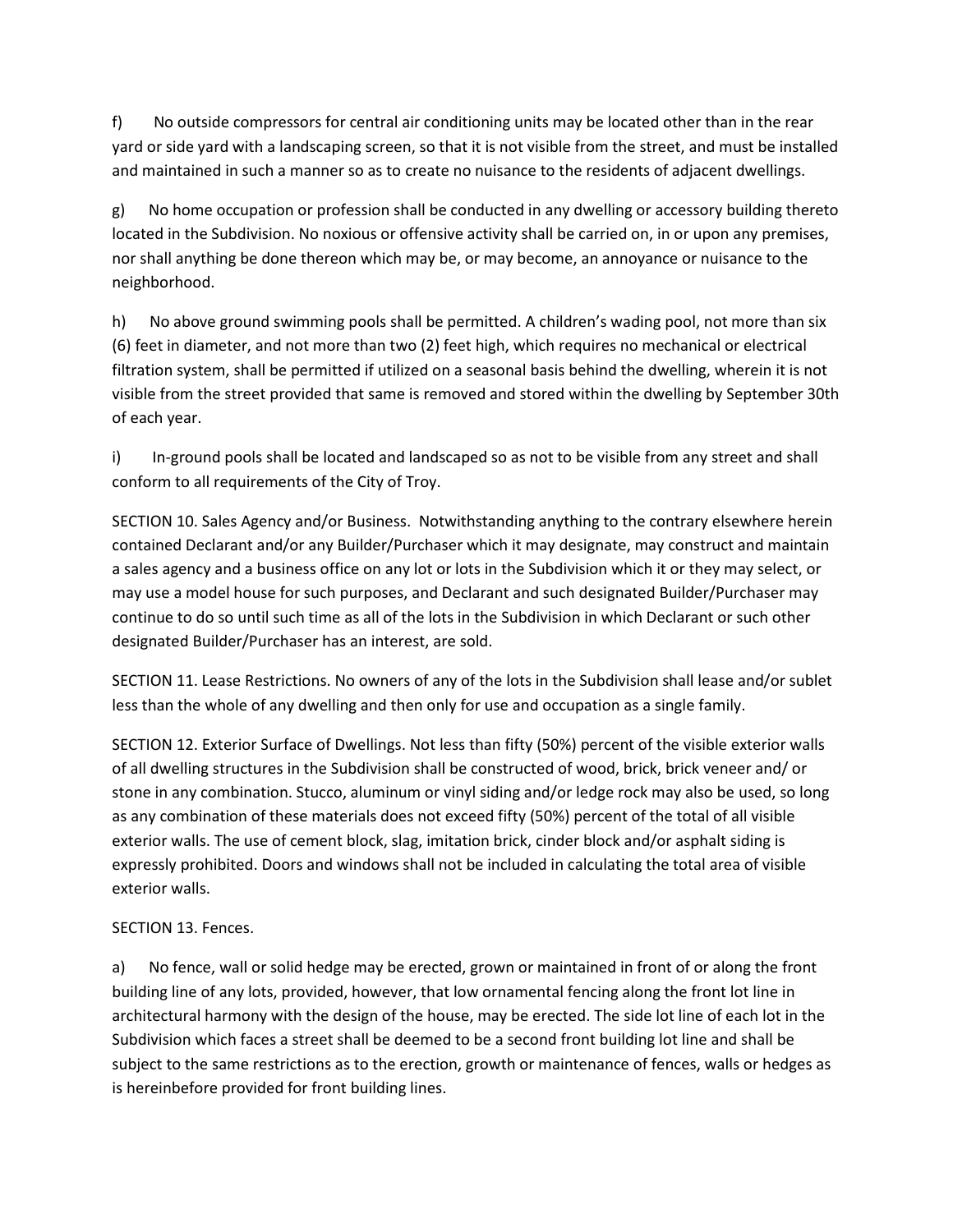f) No outside compressors for central air conditioning units may be located other than in the rear yard or side yard with a landscaping screen, so that it is not visible from the street, and must be installed and maintained in such a manner so as to create no nuisance to the residents of adjacent dwellings.

g) No home occupation or profession shall be conducted in any dwelling or accessory building thereto located in the Subdivision. No noxious or offensive activity shall be carried on, in or upon any premises, nor shall anything be done thereon which may be, or may become, an annoyance or nuisance to the neighborhood.

h) No above ground swimming pools shall be permitted. A children's wading pool, not more than six (6) feet in diameter, and not more than two (2) feet high, which requires no mechanical or electrical filtration system, shall be permitted if utilized on a seasonal basis behind the dwelling, wherein it is not visible from the street provided that same is removed and stored within the dwelling by September 30th of each year.

i) In-ground pools shall be located and landscaped so as not to be visible from any street and shall conform to all requirements of the City of Troy.

SECTION 10. Sales Agency and/or Business. Notwithstanding anything to the contrary elsewhere herein contained Declarant and/or any Builder/Purchaser which it may designate, may construct and maintain a sales agency and a business office on any lot or lots in the Subdivision which it or they may select, or may use a model house for such purposes, and Declarant and such designated Builder/Purchaser may continue to do so until such time as all of the lots in the Subdivision in which Declarant or such other designated Builder/Purchaser has an interest, are sold.

SECTION 11. Lease Restrictions. No owners of any of the lots in the Subdivision shall lease and/or sublet less than the whole of any dwelling and then only for use and occupation as a single family.

SECTION 12. Exterior Surface of Dwellings. Not less than fifty (50%) percent of the visible exterior walls of all dwelling structures in the Subdivision shall be constructed of wood, brick, brick veneer and/ or stone in any combination. Stucco, aluminum or vinyl siding and/or ledge rock may also be used, so long as any combination of these materials does not exceed fifty (50%) percent of the total of all visible exterior walls. The use of cement block, slag, imitation brick, cinder block and/or asphalt siding is expressly prohibited. Doors and windows shall not be included in calculating the total area of visible exterior walls.

SECTION 13. Fences.

a) No fence, wall or solid hedge may be erected, grown or maintained in front of or along the front building line of any lots, provided, however, that low ornamental fencing along the front lot line in architectural harmony with the design of the house, may be erected. The side lot line of each lot in the Subdivision which faces a street shall be deemed to be a second front building lot line and shall be subject to the same restrictions as to the erection, growth or maintenance of fences, walls or hedges as is hereinbefore provided for front building lines.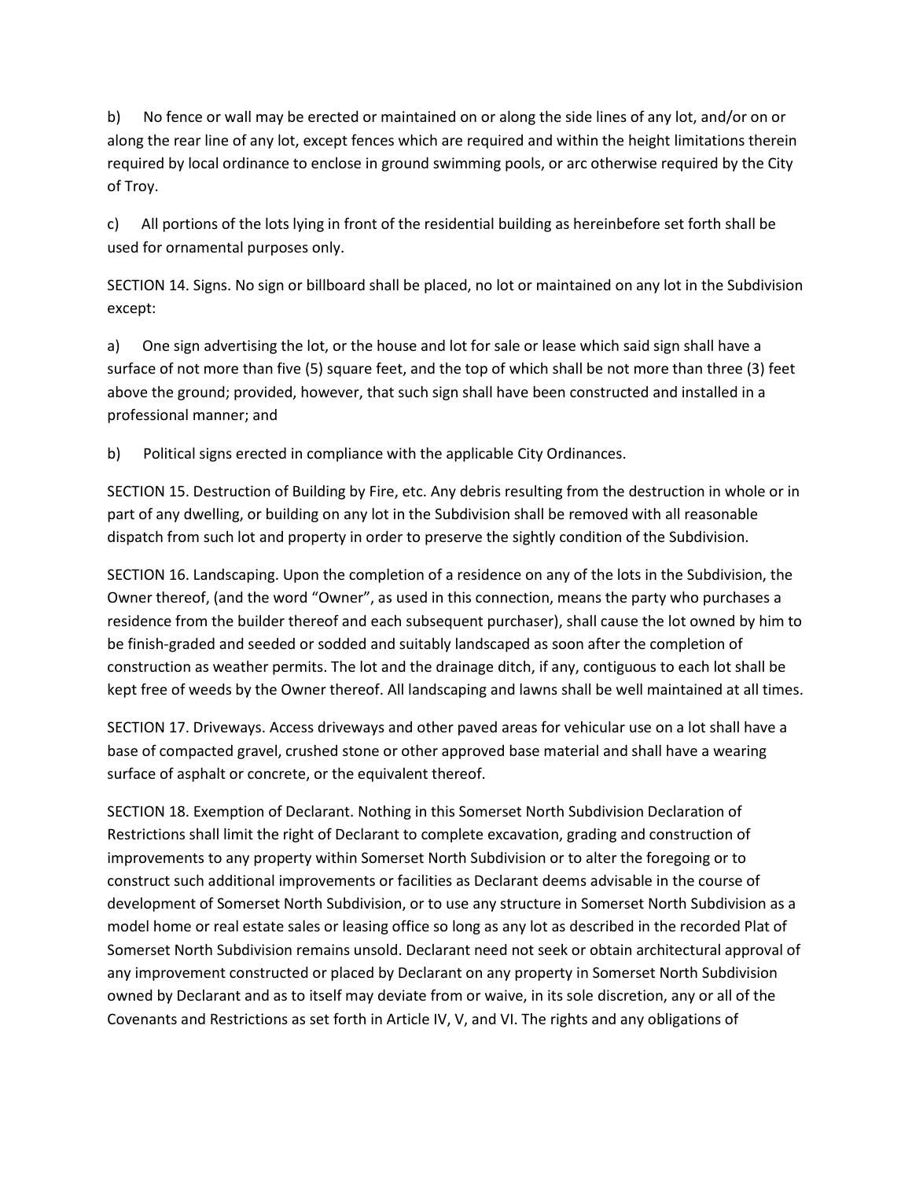b) No fence or wall may be erected or maintained on or along the side lines of any lot, and/or on or along the rear line of any lot, except fences which are required and within the height limitations therein required by local ordinance to enclose in ground swimming pools, or arc otherwise required by the City of Troy.

c) All portions of the lots lying in front of the residential building as hereinbefore set forth shall be used for ornamental purposes only.

SECTION 14. Signs. No sign or billboard shall be placed, no lot or maintained on any lot in the Subdivision except:

a) One sign advertising the lot, or the house and lot for sale or lease which said sign shall have a surface of not more than five (5) square feet, and the top of which shall be not more than three (3) feet above the ground; provided, however, that such sign shall have been constructed and installed in a professional manner; and

b) Political signs erected in compliance with the applicable City Ordinances.

SECTION 15. Destruction of Building by Fire, etc. Any debris resulting from the destruction in whole or in part of any dwelling, or building on any lot in the Subdivision shall be removed with all reasonable dispatch from such lot and property in order to preserve the sightly condition of the Subdivision.

SECTION 16. Landscaping. Upon the completion of a residence on any of the lots in the Subdivision, the Owner thereof, (and the word "Owner", as used in this connection, means the party who purchases a residence from the builder thereof and each subsequent purchaser), shall cause the lot owned by him to be finish-graded and seeded or sodded and suitably landscaped as soon after the completion of construction as weather permits. The lot and the drainage ditch, if any, contiguous to each lot shall be kept free of weeds by the Owner thereof. All landscaping and lawns shall be well maintained at all times.

SECTION 17. Driveways. Access driveways and other paved areas for vehicular use on a lot shall have a base of compacted gravel, crushed stone or other approved base material and shall have a wearing surface of asphalt or concrete, or the equivalent thereof.

SECTION 18. Exemption of Declarant. Nothing in this Somerset North Subdivision Declaration of Restrictions shall limit the right of Declarant to complete excavation, grading and construction of improvements to any property within Somerset North Subdivision or to alter the foregoing or to construct such additional improvements or facilities as Declarant deems advisable in the course of development of Somerset North Subdivision, or to use any structure in Somerset North Subdivision as a model home or real estate sales or leasing office so long as any lot as described in the recorded Plat of Somerset North Subdivision remains unsold. Declarant need not seek or obtain architectural approval of any improvement constructed or placed by Declarant on any property in Somerset North Subdivision owned by Declarant and as to itself may deviate from or waive, in its sole discretion, any or all of the Covenants and Restrictions as set forth in Article IV, V, and VI. The rights and any obligations of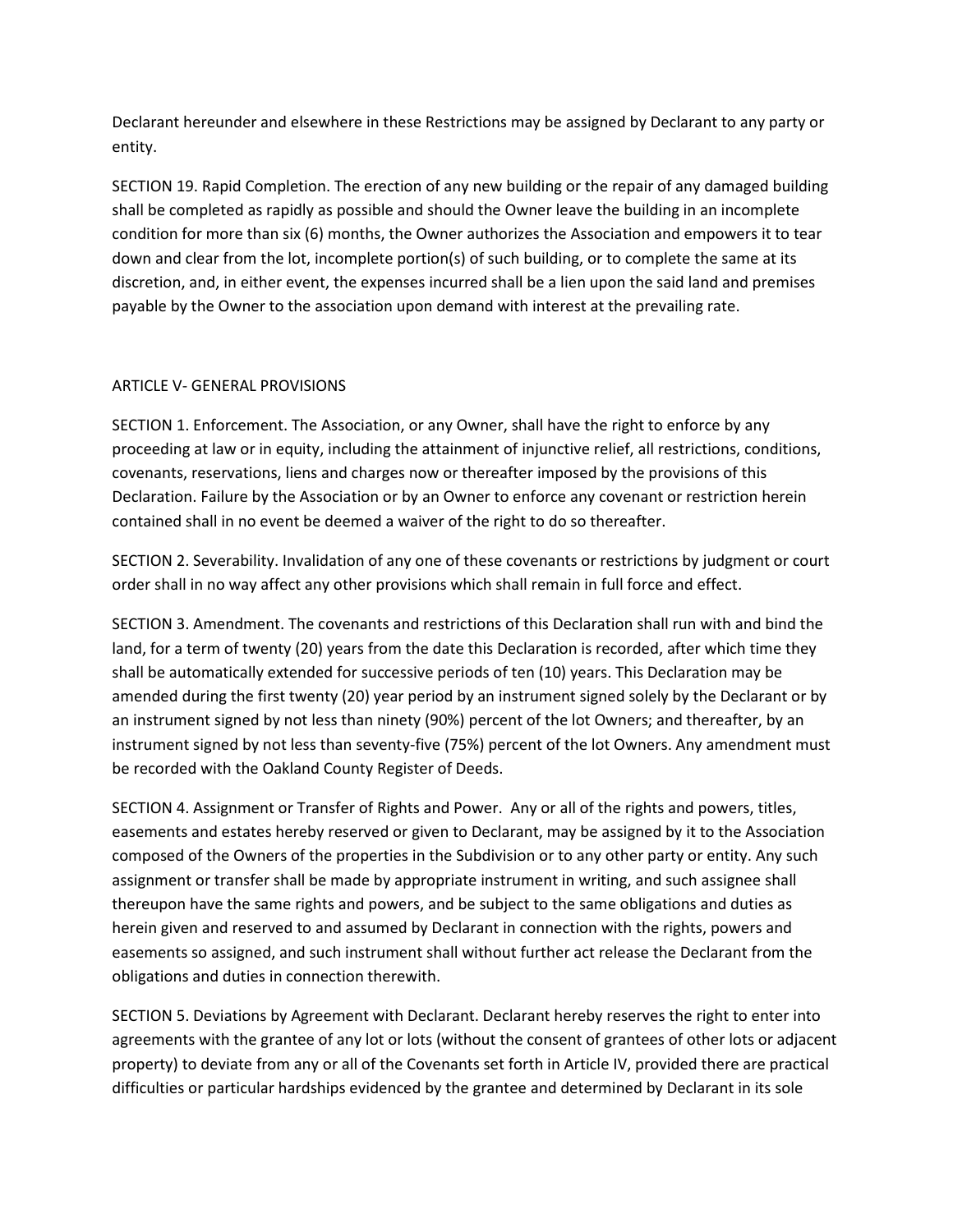Declarant hereunder and elsewhere in these Restrictions may be assigned by Declarant to any party or entity.

SECTION 19. Rapid Completion. The erection of any new building or the repair of any damaged building shall be completed as rapidly as possible and should the Owner leave the building in an incomplete condition for more than six (6) months, the Owner authorizes the Association and empowers it to tear down and clear from the lot, incomplete portion(s) of such building, or to complete the same at its discretion, and, in either event, the expenses incurred shall be a lien upon the said land and premises payable by the Owner to the association upon demand with interest at the prevailing rate.

## ARTICLE V- GENERAL PROVISIONS

SECTION 1. Enforcement. The Association, or any Owner, shall have the right to enforce by any proceeding at law or in equity, including the attainment of injunctive relief, all restrictions, conditions, covenants, reservations, liens and charges now or thereafter imposed by the provisions of this Declaration. Failure by the Association or by an Owner to enforce any covenant or restriction herein contained shall in no event be deemed a waiver of the right to do so thereafter.

SECTION 2. Severability. Invalidation of any one of these covenants or restrictions by judgment or court order shall in no way affect any other provisions which shall remain in full force and effect.

SECTION 3. Amendment. The covenants and restrictions of this Declaration shall run with and bind the land, for a term of twenty (20) years from the date this Declaration is recorded, after which time they shall be automatically extended for successive periods of ten (10) years. This Declaration may be amended during the first twenty (20) year period by an instrument signed solely by the Declarant or by an instrument signed by not less than ninety (90%) percent of the lot Owners; and thereafter, by an instrument signed by not less than seventy-five (75%) percent of the lot Owners. Any amendment must be recorded with the Oakland County Register of Deeds.

SECTION 4. Assignment or Transfer of Rights and Power. Any or all of the rights and powers, titles, easements and estates hereby reserved or given to Declarant, may be assigned by it to the Association composed of the Owners of the properties in the Subdivision or to any other party or entity. Any such assignment or transfer shall be made by appropriate instrument in writing, and such assignee shall thereupon have the same rights and powers, and be subject to the same obligations and duties as herein given and reserved to and assumed by Declarant in connection with the rights, powers and easements so assigned, and such instrument shall without further act release the Declarant from the obligations and duties in connection therewith.

SECTION 5. Deviations by Agreement with Declarant. Declarant hereby reserves the right to enter into agreements with the grantee of any lot or lots (without the consent of grantees of other lots or adjacent property) to deviate from any or all of the Covenants set forth in Article IV, provided there are practical difficulties or particular hardships evidenced by the grantee and determined by Declarant in its sole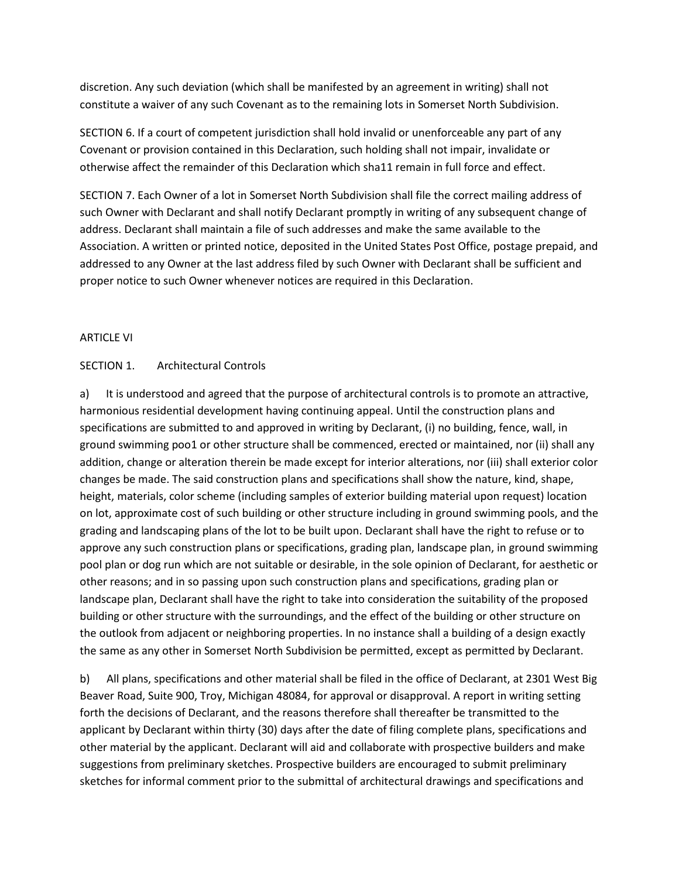discretion. Any such deviation (which shall be manifested by an agreement in writing) shall not constitute a waiver of any such Covenant as to the remaining lots in Somerset North Subdivision.

SECTION 6. If a court of competent jurisdiction shall hold invalid or unenforceable any part of any Covenant or provision contained in this Declaration, such holding shall not impair, invalidate or otherwise affect the remainder of this Declaration which sha11 remain in full force and effect.

SECTION 7. Each Owner of a lot in Somerset North Subdivision shall file the correct mailing address of such Owner with Declarant and shall notify Declarant promptly in writing of any subsequent change of address. Declarant shall maintain a file of such addresses and make the same available to the Association. A written or printed notice, deposited in the United States Post Office, postage prepaid, and addressed to any Owner at the last address filed by such Owner with Declarant shall be sufficient and proper notice to such Owner whenever notices are required in this Declaration.

ARTICLE VI

SECTION 1. Architectural Controls

a) It is understood and agreed that the purpose of architectural controls is to promote an attractive, harmonious residential development having continuing appeal. Until the construction plans and specifications are submitted to and approved in writing by Declarant, (i) no building, fence, wall, in ground swimming poo1 or other structure shall be commenced, erected or maintained, nor (ii) shall any addition, change or alteration therein be made except for interior alterations, nor (iii) shall exterior color changes be made. The said construction plans and specifications shall show the nature, kind, shape, height, materials, color scheme (including samples of exterior building material upon request) location on lot, approximate cost of such building or other structure including in ground swimming pools, and the grading and landscaping plans of the lot to be built upon. Declarant shall have the right to refuse or to approve any such construction plans or specifications, grading plan, landscape plan, in ground swimming pool plan or dog run which are not suitable or desirable, in the sole opinion of Declarant, for aesthetic or other reasons; and in so passing upon such construction plans and specifications, grading plan or landscape plan, Declarant shall have the right to take into consideration the suitability of the proposed building or other structure with the surroundings, and the effect of the building or other structure on the outlook from adjacent or neighboring properties. In no instance shall a building of a design exactly the same as any other in Somerset North Subdivision be permitted, except as permitted by Declarant.

b) All plans, specifications and other material shall be filed in the office of Declarant, at 2301 West Big Beaver Road, Suite 900, Troy, Michigan 48084, for approval or disapproval. A report in writing setting forth the decisions of Declarant, and the reasons therefore shall thereafter be transmitted to the applicant by Declarant within thirty (30) days after the date of filing complete plans, specifications and other material by the applicant. Declarant will aid and collaborate with prospective builders and make suggestions from preliminary sketches. Prospective builders are encouraged to submit preliminary sketches for informal comment prior to the submittal of architectural drawings and specifications and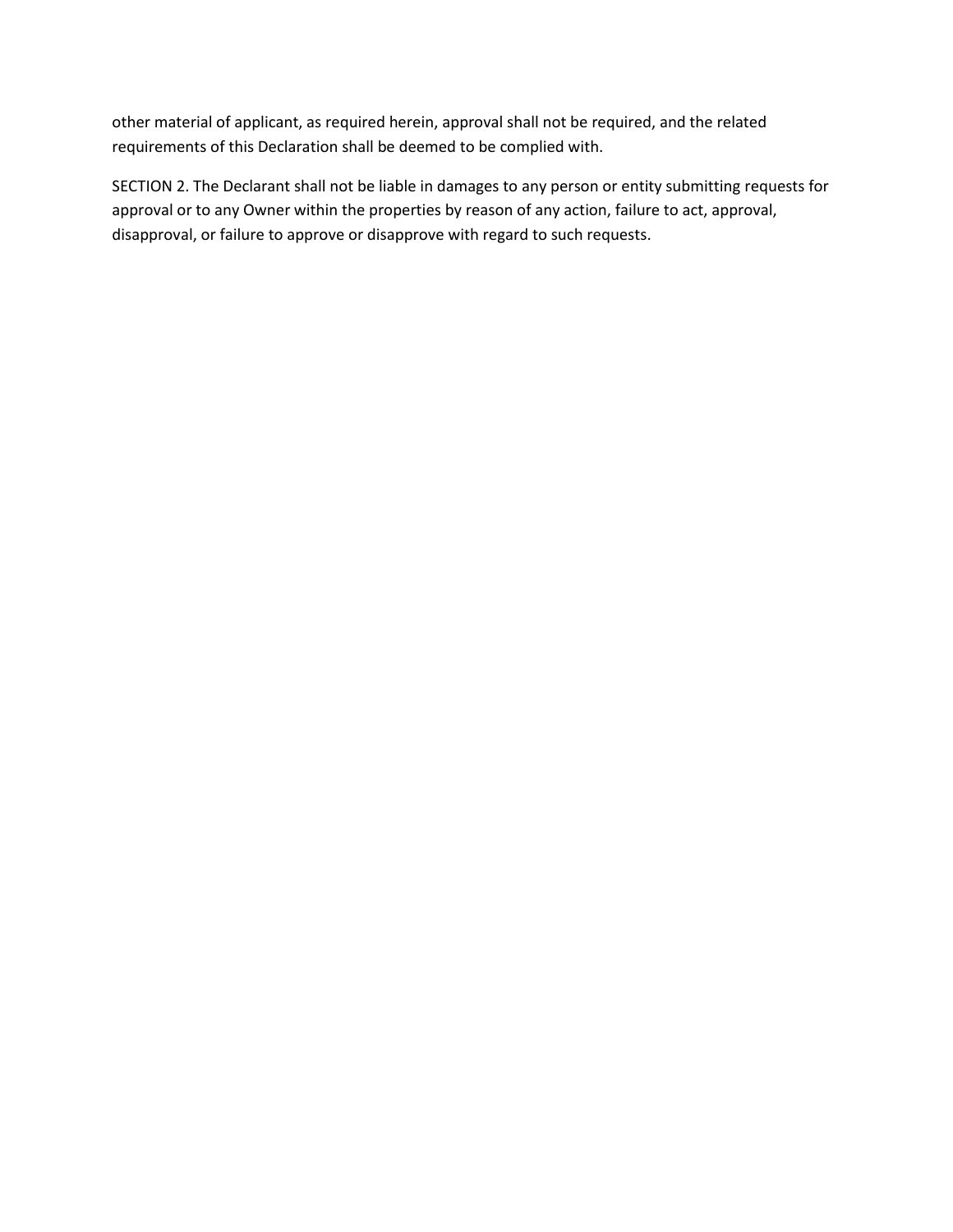other material of applicant, as required herein, approval shall not be required, and the related requirements of this Declaration shall be deemed to be complied with.

SECTION 2. The Declarant shall not be liable in damages to any person or entity submitting requests for approval or to any Owner within the properties by reason of any action, failure to act, approval, disapproval, or failure to approve or disapprove with regard to such requests.